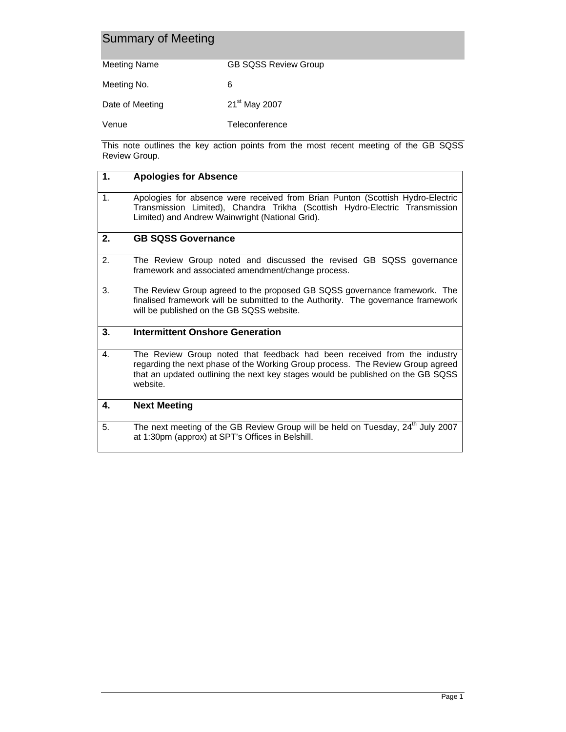# Summary of Meeting

| | |
|---|---|
| Meeting Name | GB SQSS Review Group |
| Meeting No. | 6 |
| Date of Meeting | 21st May 2007 |
| Venue | Teleconference |

This note outlines the key action points from the most recent meeting of the GB SQSS Review Group.

## 1. Apologies for Absence

1. Apologies for absence were received from Brian Punton (Scottish Hydro-Electric Transmission Limited), Chandra Trikha (Scottish Hydro-Electric Transmission Limited) and Andrew Wainwright (National Grid).

## 2. GB SQSS Governance

2. The Review Group noted and discussed the revised GB SQSS governance framework and associated amendment/change process.

3. The Review Group agreed to the proposed GB SQSS governance framework. The finalised framework will be submitted to the Authority. The governance framework will be published on the GB SQSS website.

## 3. Intermittent Onshore Generation

4. The Review Group noted that feedback had been received from the industry regarding the next phase of the Working Group process. The Review Group agreed that an updated outlining the next key stages would be published on the GB SQSS website.

## 4. Next Meeting

5. The next meeting of the GB Review Group will be held on Tuesday, 24th July 2007 at 1:30pm (approx) at SPT's Offices in Belshill.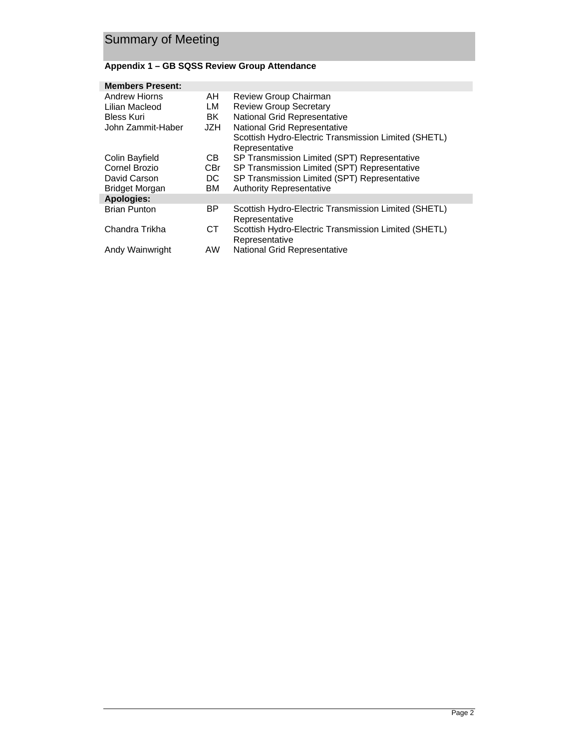**Appendix 1 – GB SQSS Review Group Attendance**

| | | |
|---|---|---|
| **Members Present:** | | |
| Andrew Hiorns | AH | Review Group Chairman |
| Lilian Macleod | LM | Review Group Secretary |
| Bless Kuri | BK | National Grid Representative |
| John Zammit-Haber | JZH | National Grid Representative |
| | | Scottish Hydro-Electric Transmission Limited (SHETL) Representative |
| Colin Bayfield | CB | SP Transmission Limited (SPT) Representative |
| Cornel Brozio | CBr | SP Transmission Limited (SPT) Representative |
| David Carson | DC | SP Transmission Limited (SPT) Representative |
| Bridget Morgan | BM | Authority Representative |
| **Apologies:** | | |
| Brian Punton | BP | Scottish Hydro-Electric Transmission Limited (SHETL) Representative |
| Chandra Trikha | CT | Scottish Hydro-Electric Transmission Limited (SHETL) Representative |
| Andy Wainwright | AW | National Grid Representative |